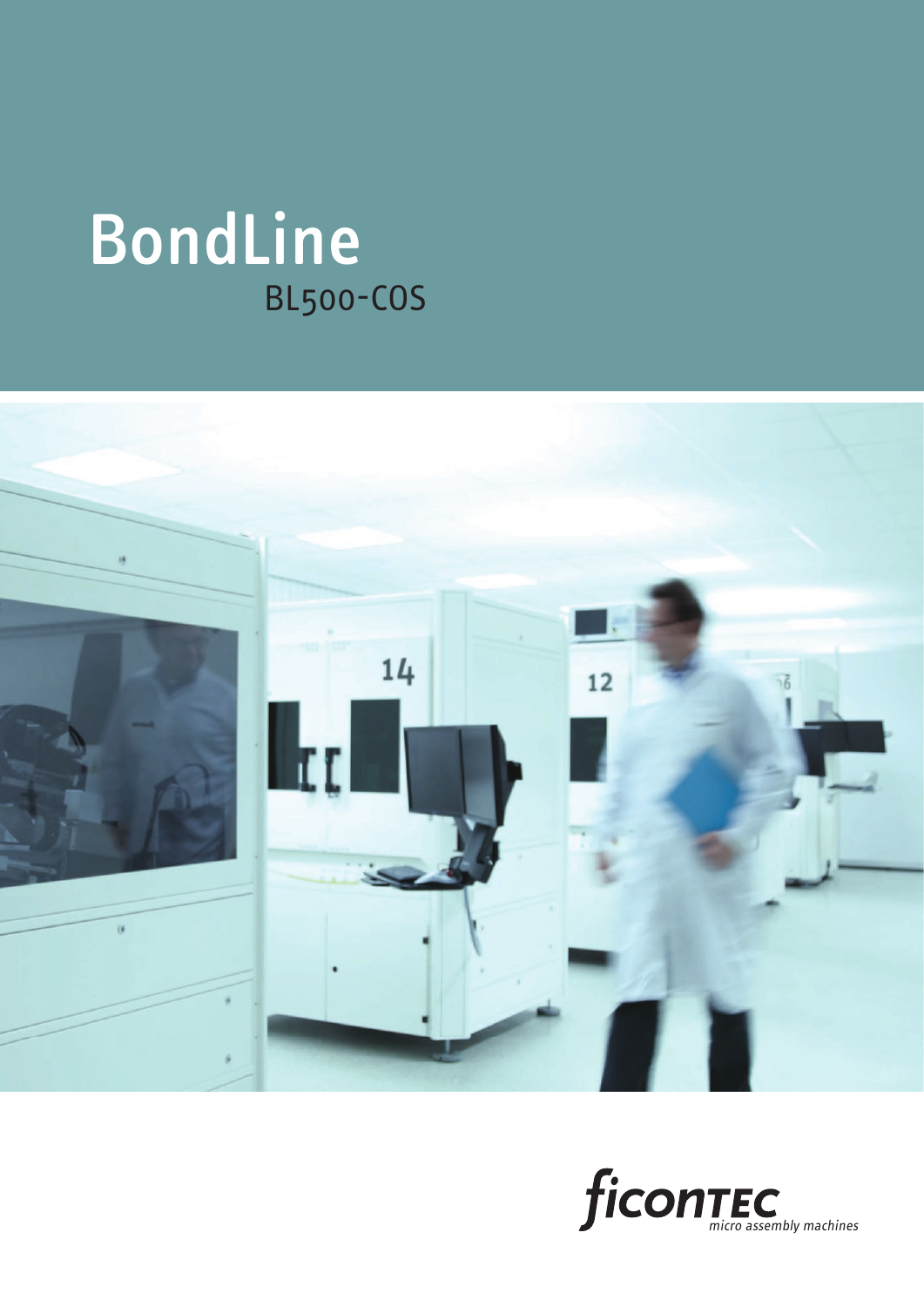# BondLine

## BL500-COS

ficonTEC
*micro assembly machines*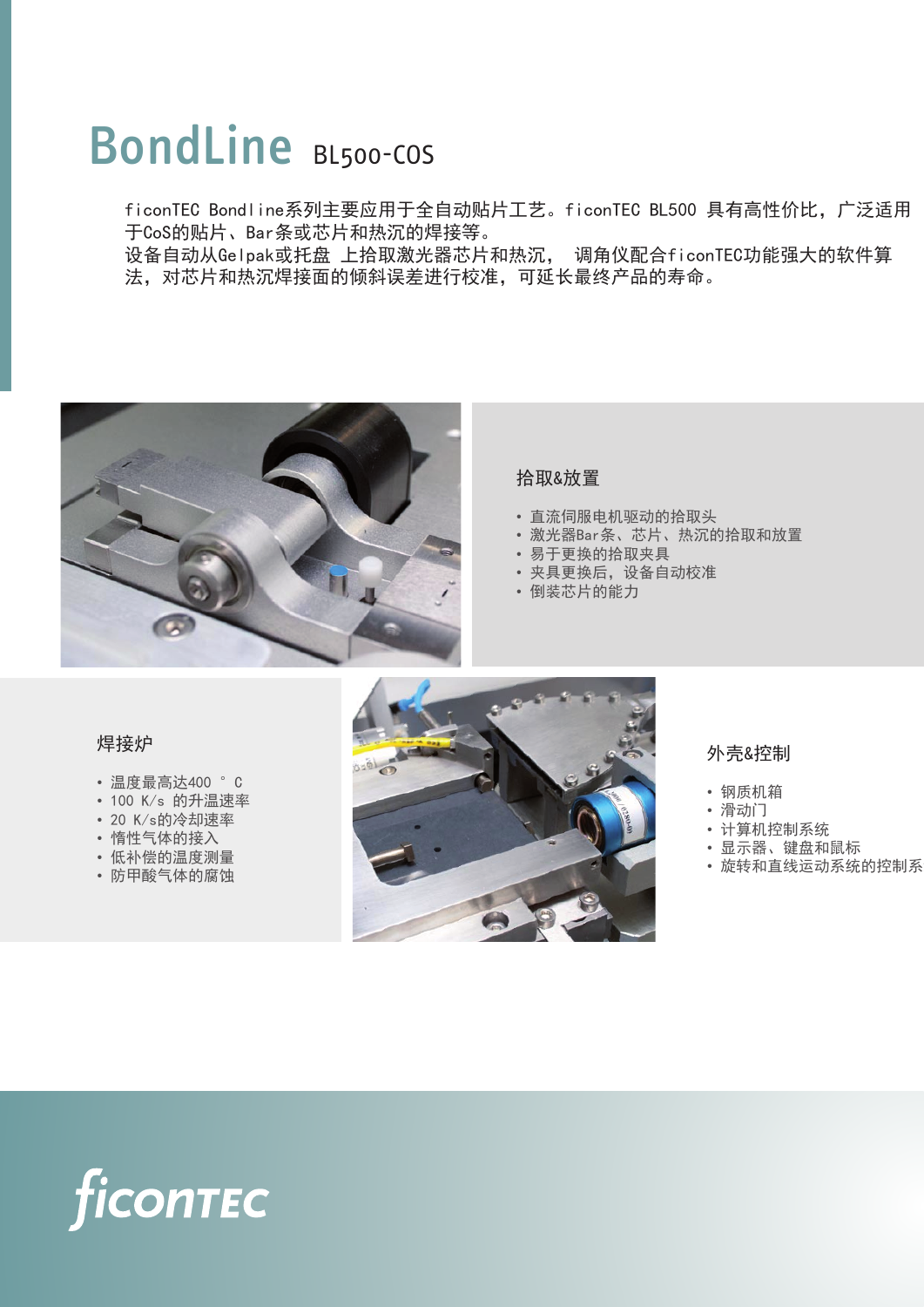# BondLine BL500-COS

ficonTEC Bondline系列主要应用于全自动贴片工艺。ficonTEC BL500 具有高性价比，广泛适用于CoS的贴片、Bar条或芯片和热沉的焊接等。
设备自动从Gelpak或托盘 上拾取激光器芯片和热沉， 调角仪配合ficonTEC功能强大的软件算法，对芯片和热沉焊接面的倾斜误差进行校准，可延长最终产品的寿命。

## 拾取&放置

- 直流伺服电机驱动的拾取头
- 激光器Bar条、芯片、热沉的拾取和放置
- 易于更换的拾取夹具
- 夹具更换后，设备自动校准
- 倒装芯片的能力

## 焊接炉

- 温度最高达400 ° C
- 100 K/s 的升温速率
- 20 K/s的冷却速率
- 惰性气体的接入
- 低补偿的温度测量
- 防甲酸气体的腐蚀

## 外壳&控制

- 钢质机箱
- 滑动门
- 计算机控制系统
- 显示器、键盘和鼠标
- 旋转和直线运动系统的控制系

ficonTEC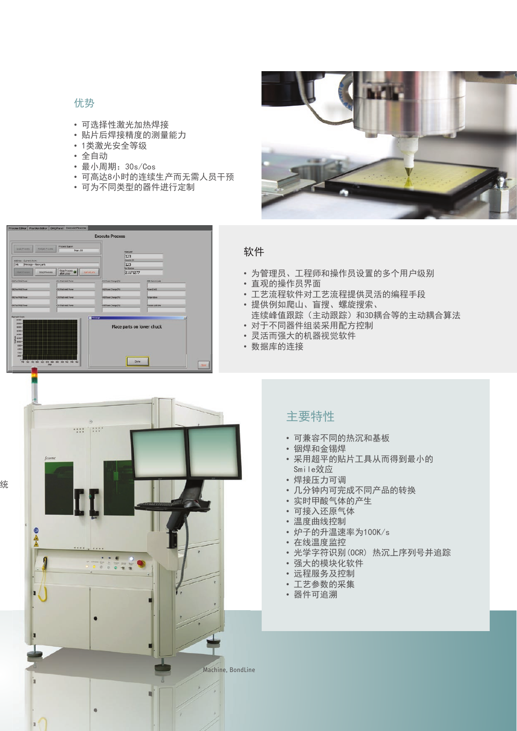## 优势

- 可选择性激光加热焊接
- 贴片后焊接精度的测量能力
- 1类激光安全等级
- 全自动
- 最小周期：30s/Cos
- 可高达8小时的连续生产而无需人员干预
- 可为不同类型的器件进行定制

## 软件

- 为管理员、工程师和操作员设置的多个用户级别
- 直观的操作员界面
- 工艺流程软件对工艺流程提供灵活的编程手段
- 提供例如爬山、盲搜、螺旋搜索、
  连续峰值跟踪（主动跟踪）和3D耦合等的主动耦合算法
- 对于不同器件组装采用配方控制
- 灵活而强大的机器视觉软件
- 数据库的连接

## 主要特性

- 可兼容不同的热沉和基板
- 铟焊和金锡焊
- 采用超平的贴片工具从而得到最小的Smile效应
- 焊接压力可调
- 几分钟内可完成不同产品的转换
- 实时甲酸气体的产生
- 可接入还原气体
- 温度曲线控制
- 炉子的升温速率为100K/s
- 在线温度监控
- 光学字符识别(OCR) 热沉上序列号并追踪
- 强大的模块化软件
- 远程服务及控制
- 工艺参数的采集
- 器件可追溯

Machine, BondLine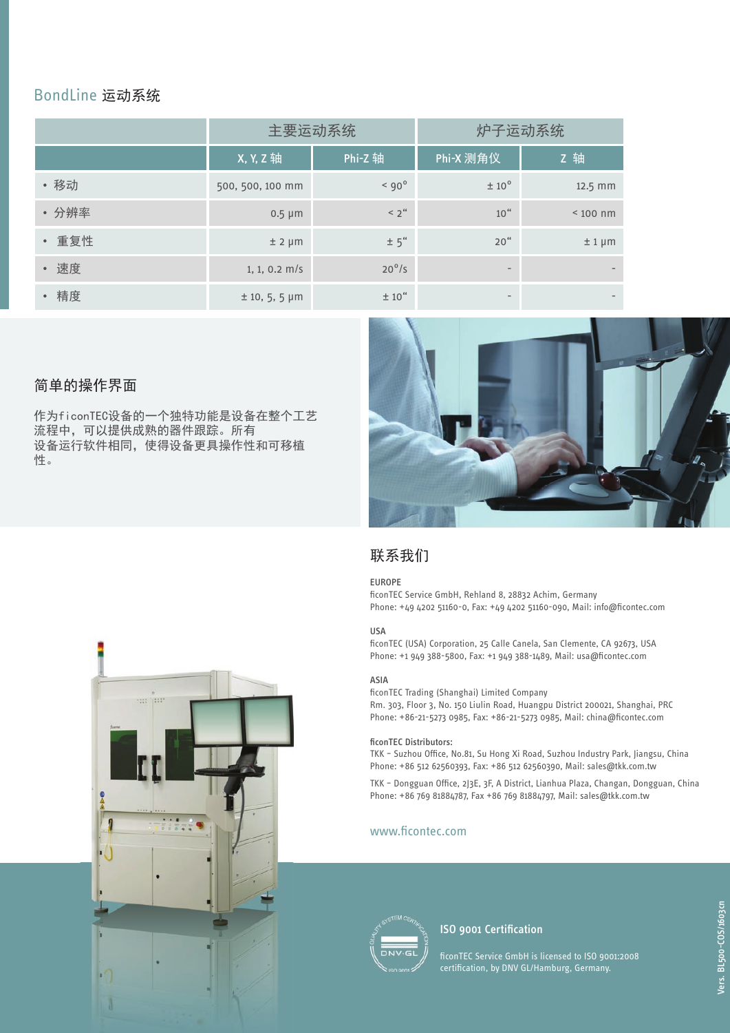## BondLine 运动系统

| | 主要运动系统 | | 炉子运动系统 | |
|---|---|---|---|---|
| | X, Y, Z 轴 | Phi-Z 轴 | Phi-X 测角仪 | Z 轴 |
| • 移动 | 500, 500, 100 mm | < 90° | ± 10° | 12.5 mm |
| • 分辨率 | 0.5 μm | < 2“ | 10“ | < 100 nm |
| • 重复性 | ± 2 μm | ± 5“ | 20“ | ± 1 μm |
| • 速度 | 1, 1, 0.2 m/s | 20°/s | - | - |
| • 精度 | ± 10, 5, 5 μm | ± 10“ | - | - |

## 简单的操作界面

作为ficonTEC设备的一个独特功能是设备在整个工艺流程中，可以提供成熟的器件跟踪。所有设备运行软件相同，使得设备更具操作性和可移植性。

## 联系我们

**EUROPE**
ficonTEC Service GmbH, Rehland 8, 28832 Achim, Germany
Phone: +49 4202 51160-0, Fax: +49 4202 51160-090, Mail: info@ficontec.com

**USA**
ficonTEC (USA) Corporation, 25 Calle Canela, San Clemente, CA 92673, USA
Phone: +1 949 388-5800, Fax: +1 949 388-1489, Mail: usa@ficontec.com

**ASIA**
ficonTEC Trading (Shanghai) Limited Company
Rm. 303, Floor 3, No. 150 Liulin Road, Huangpu District 200021, Shanghai, PRC
Phone: +86-21-5273 0985, Fax: +86-21-5273 0985, Mail: china@ficontec.com

**ficonTEC Distributors:**
TKK – Suzhou Office, No.81, Su Hong Xi Road, Suzhou Industry Park, Jiangsu, China
Phone: +86 512 62560393, Fax: +86 512 62560390, Mail: sales@tkk.com.tw

TKK – Dongguan Office, 2J3E, 3F, A District, Lianhua Plaza, Changan, Dongguan, China
Phone: +86 769 81884787, Fax +86 769 81884797, Mail: sales@tkk.com.tw

www.ficontec.com

**ISO 9001 Certification**

ficonTEC Service GmbH is licensed to ISO 9001:2008 certification, by DNV GL/Hamburg, Germany.

Vers. BL500-CO5/1603cn